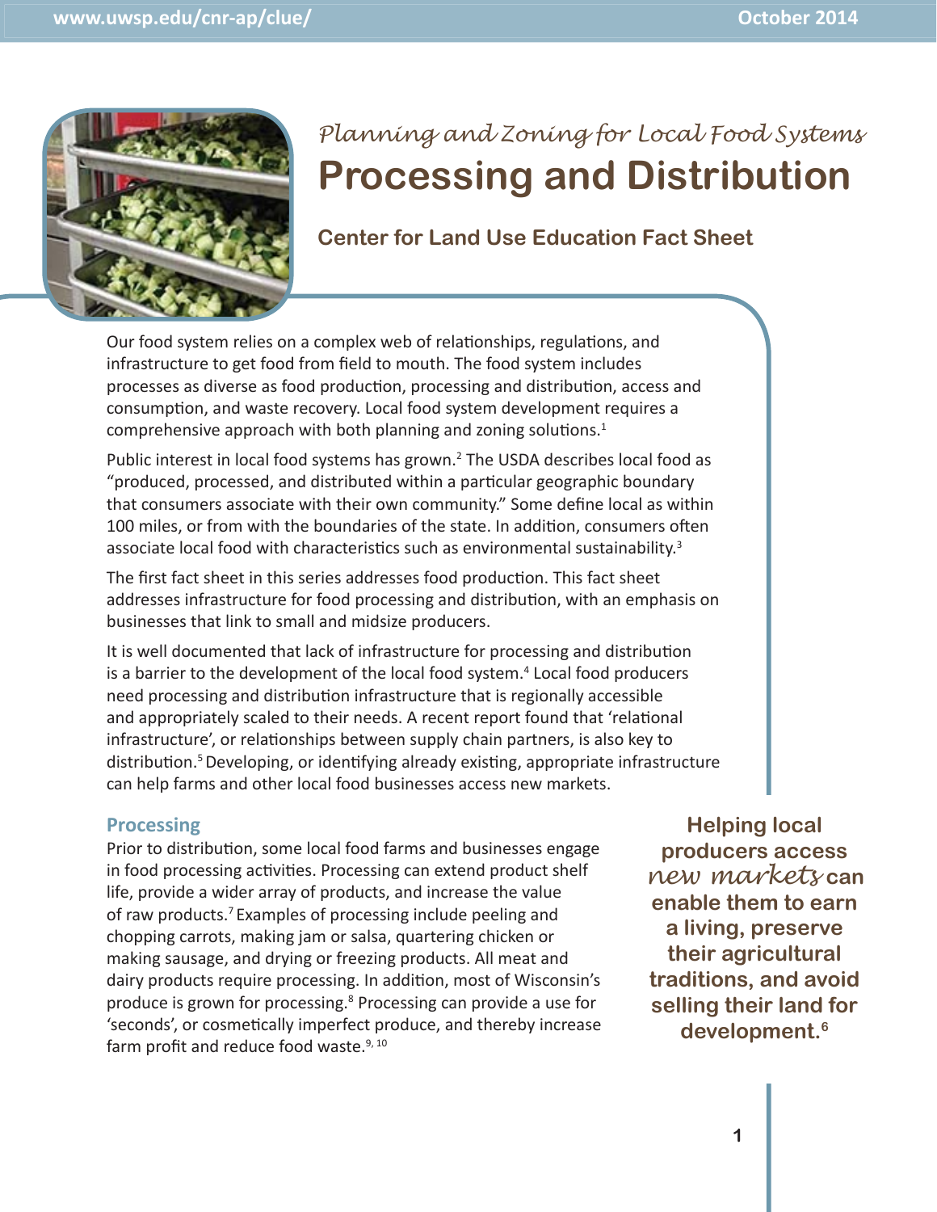*Planning and Zoning for Local Food Systems*

# Processing and Distribution

### Center for Land Use Education Fact Sheet

Our food system relies on a complex web of relationships, regulations, and infrastructure to get food from field to mouth. The food system includes processes as diverse as food production, processing and distribution, access and consumption, and waste recovery. Local food system development requires a comprehensive approach with both planning and zoning solutions.[1]

Public interest in local food systems has grown.[2] The USDA describes local food as "produced, processed, and distributed within a particular geographic boundary that consumers associate with their own community." Some define local as within 100 miles, or from with the boundaries of the state. In addition, consumers often associate local food with characteristics such as environmental sustainability.[3]

The first fact sheet in this series addresses food production. This fact sheet addresses infrastructure for food processing and distribution, with an emphasis on businesses that link to small and midsize producers.

It is well documented that lack of infrastructure for processing and distribution is a barrier to the development of the local food system.[4] Local food producers need processing and distribution infrastructure that is regionally accessible and appropriately scaled to their needs. A recent report found that 'relational infrastructure', or relationships between supply chain partners, is also key to distribution.[5] Developing, or identifying already existing, appropriate infrastructure can help farms and other local food businesses access new markets.

## Processing

Prior to distribution, some local food farms and businesses engage in food processing activities. Processing can extend product shelf life, provide a wider array of products, and increase the value of raw products.[7] Examples of processing include peeling and chopping carrots, making jam or salsa, quartering chicken or making sausage, and drying or freezing products. All meat and dairy products require processing. In addition, most of Wisconsin's produce is grown for processing.[8] Processing can provide a use for 'seconds', or cosmetically imperfect produce, and thereby increase farm profit and reduce food waste.[9, 10]

**Helping local producers access *new markets* can enable them to earn a living, preserve their agricultural traditions, and avoid selling their land for development.[6]**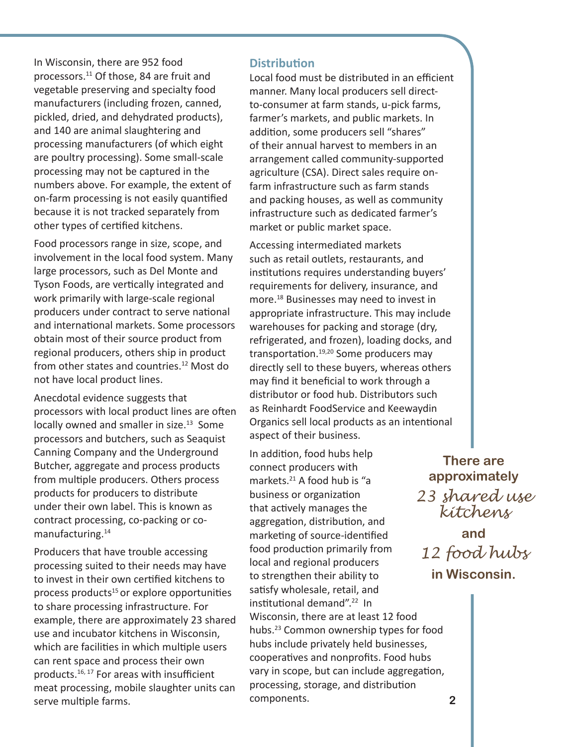In Wisconsin, there are 952 food processors.[11] Of those, 84 are fruit and vegetable preserving and specialty food manufacturers (including frozen, canned, pickled, dried, and dehydrated products), and 140 are animal slaughtering and processing manufacturers (of which eight are poultry processing). Some small-scale processing may not be captured in the numbers above. For example, the extent of on-farm processing is not easily quantified because it is not tracked separately from other types of certified kitchens.

Food processors range in size, scope, and involvement in the local food system. Many large processors, such as Del Monte and Tyson Foods, are vertically integrated and work primarily with large-scale regional producers under contract to serve national and international markets. Some processors obtain most of their source product from regional producers, others ship in product from other states and countries.[12] Most do not have local product lines.

Anecdotal evidence suggests that processors with local product lines are often locally owned and smaller in size.[13] Some processors and butchers, such as Seaquist Canning Company and the Underground Butcher, aggregate and process products from multiple producers. Others process products for producers to distribute under their own label. This is known as contract processing, co-packing or co-manufacturing.[14]

Producers that have trouble accessing processing suited to their needs may have to invest in their own certified kitchens to process products[15] or explore opportunities to share processing infrastructure. For example, there are approximately 23 shared use and incubator kitchens in Wisconsin, which are facilities in which multiple users can rent space and process their own products.[16, 17] For areas with insufficient meat processing, mobile slaughter units can serve multiple farms.

## Distribution

Local food must be distributed in an efficient manner. Many local producers sell direct-to-consumer at farm stands, u-pick farms, farmer's markets, and public markets. In addition, some producers sell "shares" of their annual harvest to members in an arrangement called community-supported agriculture (CSA). Direct sales require on-farm infrastructure such as farm stands and packing houses, as well as community infrastructure such as dedicated farmer's market or public market space.

Accessing intermediated markets such as retail outlets, restaurants, and institutions requires understanding buyers' requirements for delivery, insurance, and more.[18] Businesses may need to invest in appropriate infrastructure. This may include warehouses for packing and storage (dry, refrigerated, and frozen), loading docks, and transportation.[19,20] Some producers may directly sell to these buyers, whereas others may find it beneficial to work through a distributor or food hub. Distributors such as Reinhardt FoodService and Keewaydin Organics sell local products as an intentional aspect of their business.

In addition, food hubs help connect producers with markets.[21] A food hub is "a business or organization that actively manages the aggregation, distribution, and marketing of source-identified food production primarily from local and regional producers to strengthen their ability to satisfy wholesale, retail, and institutional demand".[22] In Wisconsin, there are at least 12 food hubs.[23] Common ownership types for food hubs include privately held businesses, cooperatives and nonprofits. Food hubs vary in scope, but can include aggregation, processing, storage, and distribution components.

**There are approximately** *23 shared use kitchens* **and** *12 food hubs* **in Wisconsin.**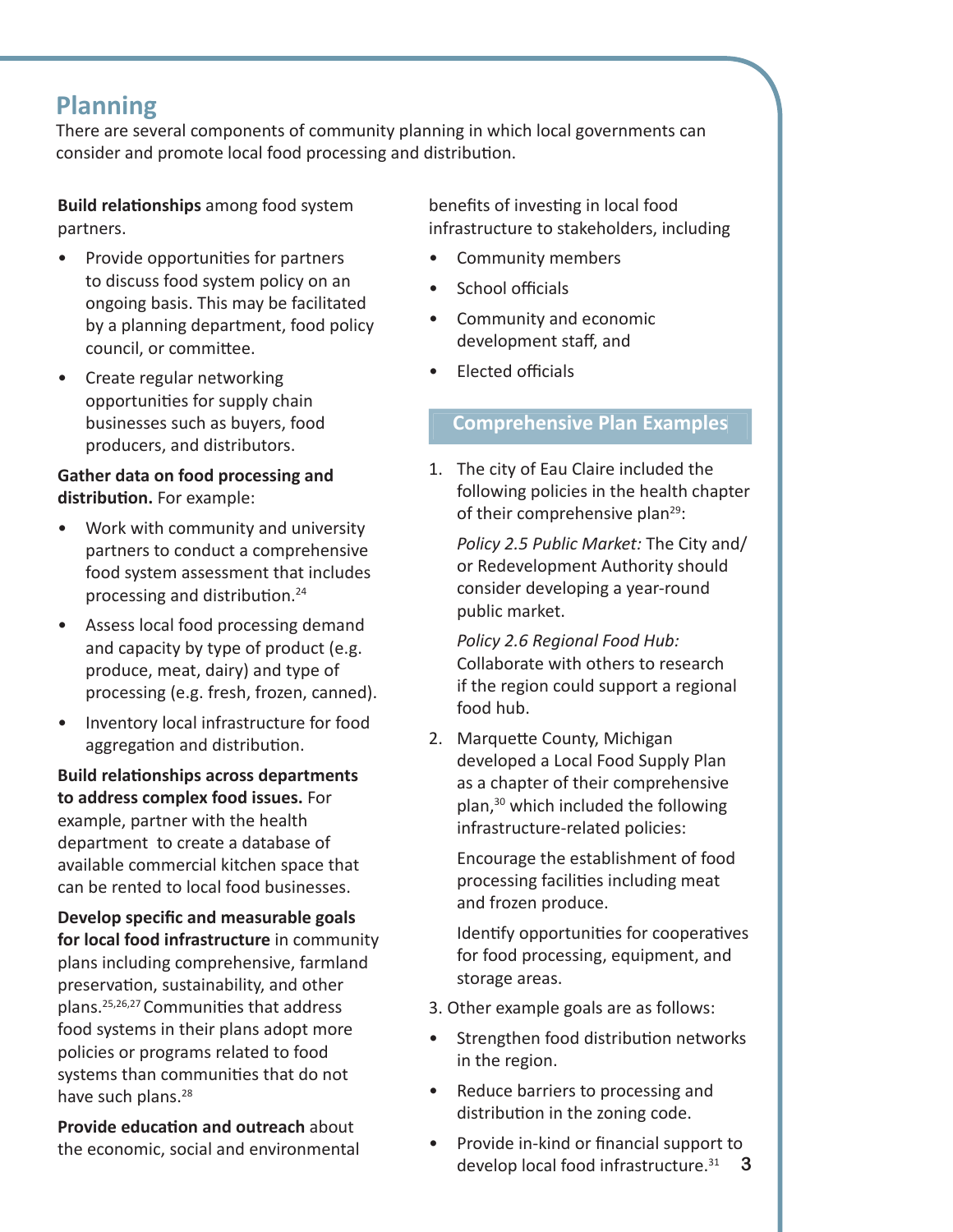## Planning

There are several components of community planning in which local governments can consider and promote local food processing and distribution.

**Build relationships** among food system partners.

- Provide opportunities for partners to discuss food system policy on an ongoing basis. This may be facilitated by a planning department, food policy council, or committee.
- Create regular networking opportunities for supply chain businesses such as buyers, food producers, and distributors.

**Gather data on food processing and distribution.** For example:

- Work with community and university partners to conduct a comprehensive food system assessment that includes processing and distribution.[24]
- Assess local food processing demand and capacity by type of product (e.g. produce, meat, dairy) and type of processing (e.g. fresh, frozen, canned).
- Inventory local infrastructure for food aggregation and distribution.

**Build relationships across departments to address complex food issues.** For example, partner with the health department to create a database of available commercial kitchen space that can be rented to local food businesses.

**Develop specific and measurable goals for local food infrastructure** in community plans including comprehensive, farmland preservation, sustainability, and other plans.[25,26,27] Communities that address food systems in their plans adopt more policies or programs related to food systems than communities that do not have such plans.[28]

**Provide education and outreach** about the economic, social and environmental benefits of investing in local food infrastructure to stakeholders, including

- Community members
- School officials
- Community and economic development staff, and
- Elected officials

### Comprehensive Plan Examples

1. The city of Eau Claire included the following policies in the health chapter of their comprehensive plan[29]:

   *Policy 2.5 Public Market:* The City and/or Redevelopment Authority should consider developing a year-round public market.

   *Policy 2.6 Regional Food Hub:* Collaborate with others to research if the region could support a regional food hub.

2. Marquette County, Michigan developed a Local Food Supply Plan as a chapter of their comprehensive plan,[30] which included the following infrastructure-related policies:

   Encourage the establishment of food processing facilities including meat and frozen produce.

   Identify opportunities for cooperatives for food processing, equipment, and storage areas.

3. Other example goals are as follows:

- Strengthen food distribution networks in the region.
- Reduce barriers to processing and distribution in the zoning code.
- Provide in-kind or financial support to develop local food infrastructure.[31]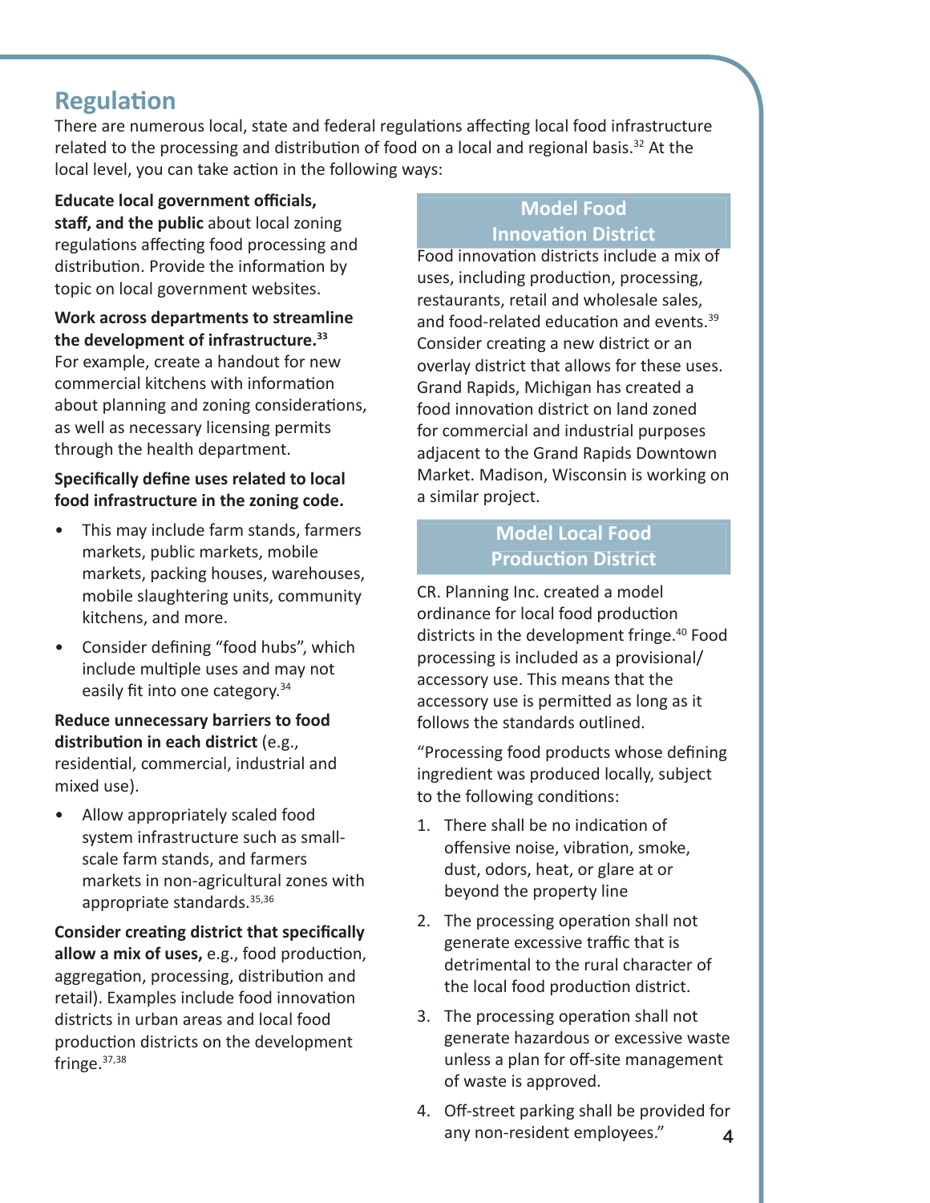## Regulation

There are numerous local, state and federal regulations affecting local food infrastructure related to the processing and distribution of food on a local and regional basis.[32] At the local level, you can take action in the following ways:

**Educate local government officials, staff, and the public** about local zoning regulations affecting food processing and distribution. Provide the information by topic on local government websites.

**Work across departments to streamline the development of infrastructure.**[33] For example, create a handout for new commercial kitchens with information about planning and zoning considerations, as well as necessary licensing permits through the health department.

**Specifically define uses related to local food infrastructure in the zoning code.**

- This may include farm stands, farmers markets, public markets, mobile markets, packing houses, warehouses, mobile slaughtering units, community kitchens, and more.
- Consider defining "food hubs", which include multiple uses and may not easily fit into one category.[34]

**Reduce unnecessary barriers to food distribution in each district** (e.g., residential, commercial, industrial and mixed use).

- Allow appropriately scaled food system infrastructure such as small-scale farm stands, and farmers markets in non-agricultural zones with appropriate standards.[35,36]

**Consider creating district that specifically allow a mix of uses,** e.g., food production, aggregation, processing, distribution and retail). Examples include food innovation districts in urban areas and local food production districts on the development fringe.[37,38]

### Model Food Innovation District

Food innovation districts include a mix of uses, including production, processing, restaurants, retail and wholesale sales, and food-related education and events.[39] Consider creating a new district or an overlay district that allows for these uses. Grand Rapids, Michigan has created a food innovation district on land zoned for commercial and industrial purposes adjacent to the Grand Rapids Downtown Market. Madison, Wisconsin is working on a similar project.

### Model Local Food Production District

CR. Planning Inc. created a model ordinance for local food production districts in the development fringe.[40] Food processing is included as a provisional/ accessory use. This means that the accessory use is permitted as long as it follows the standards outlined.

"Processing food products whose defining ingredient was produced locally, subject to the following conditions:

1. There shall be no indication of offensive noise, vibration, smoke, dust, odors, heat, or glare at or beyond the property line
2. The processing operation shall not generate excessive traffic that is detrimental to the rural character of the local food production district.
3. The processing operation shall not generate hazardous or excessive waste unless a plan for off-site management of waste is approved.
4. Off-street parking shall be provided for any non-resident employees."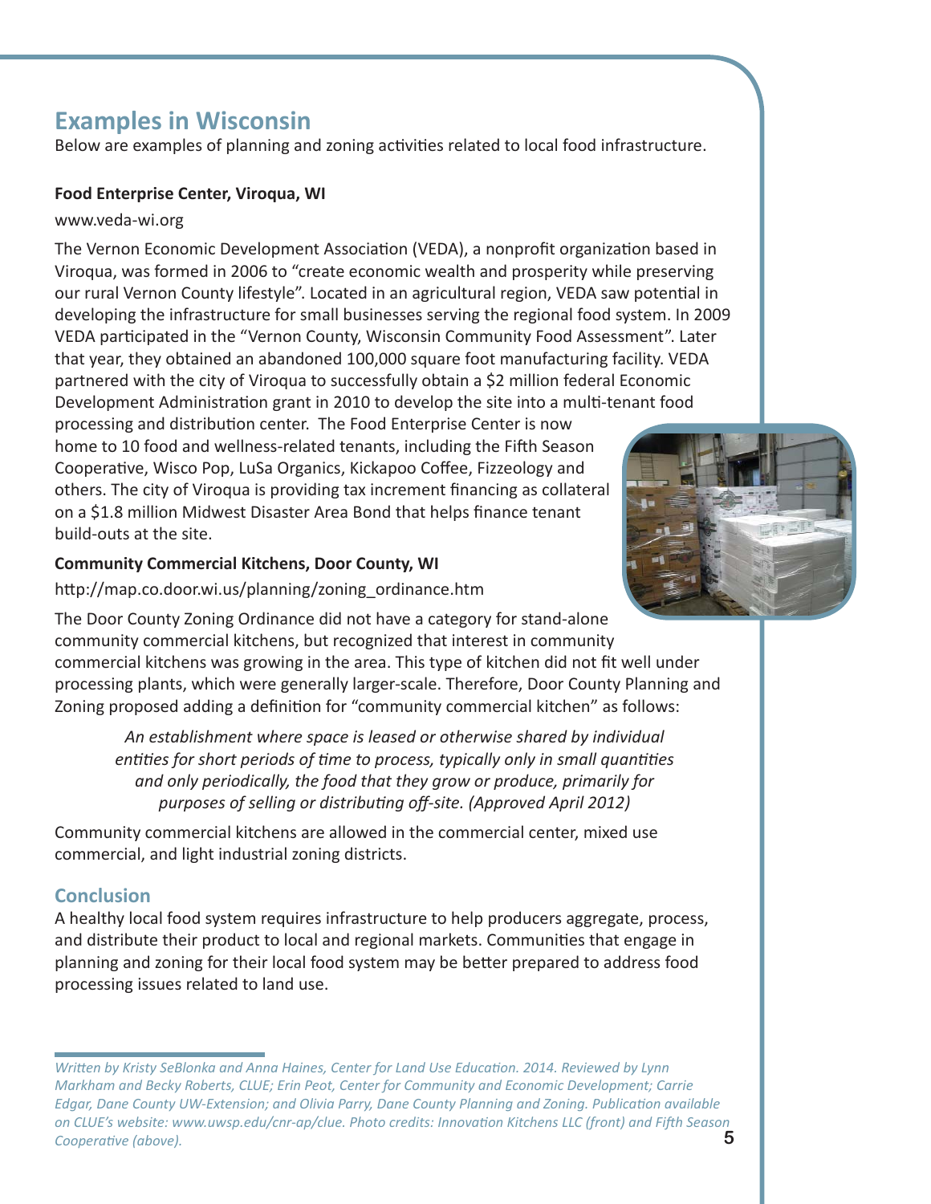## Examples in Wisconsin

Below are examples of planning and zoning activities related to local food infrastructure.

**Food Enterprise Center, Viroqua, WI**

www.veda-wi.org

The Vernon Economic Development Association (VEDA), a nonprofit organization based in Viroqua, was formed in 2006 to "create economic wealth and prosperity while preserving our rural Vernon County lifestyle". Located in an agricultural region, VEDA saw potential in developing the infrastructure for small businesses serving the regional food system. In 2009 VEDA participated in the "Vernon County, Wisconsin Community Food Assessment". Later that year, they obtained an abandoned 100,000 square foot manufacturing facility. VEDA partnered with the city of Viroqua to successfully obtain a $2 million federal Economic Development Administration grant in 2010 to develop the site into a multi-tenant food processing and distribution center. The Food Enterprise Center is now home to 10 food and wellness-related tenants, including the Fifth Season Cooperative, Wisco Pop, LuSa Organics, Kickapoo Coffee, Fizzeology and others. The city of Viroqua is providing tax increment financing as collateral on a $1.8 million Midwest Disaster Area Bond that helps finance tenant build-outs at the site.

**Community Commercial Kitchens, Door County, WI**

http://map.co.door.wi.us/planning/zoning_ordinance.htm

The Door County Zoning Ordinance did not have a category for stand-alone community commercial kitchens, but recognized that interest in community commercial kitchens was growing in the area. This type of kitchen did not fit well under processing plants, which were generally larger-scale. Therefore, Door County Planning and Zoning proposed adding a definition for "community commercial kitchen" as follows:

> *An establishment where space is leased or otherwise shared by individual entities for short periods of time to process, typically only in small quantities and only periodically, the food that they grow or produce, primarily for purposes of selling or distributing off-site. (Approved April 2012)*

Community commercial kitchens are allowed in the commercial center, mixed use commercial, and light industrial zoning districts.

## Conclusion

A healthy local food system requires infrastructure to help producers aggregate, process, and distribute their product to local and regional markets. Communities that engage in planning and zoning for their local food system may be better prepared to address food processing issues related to land use.

---

*Written by Kristy SeBlonka and Anna Haines, Center for Land Use Education. 2014. Reviewed by Lynn Markham and Becky Roberts, CLUE; Erin Peot, Center for Community and Economic Development; Carrie Edgar, Dane County UW-Extension; and Olivia Parry, Dane County Planning and Zoning. Publication available on CLUE's website: www.uwsp.edu/cnr-ap/clue. Photo credits: Innovation Kitchens LLC (front) and Fifth Season Cooperative (above).*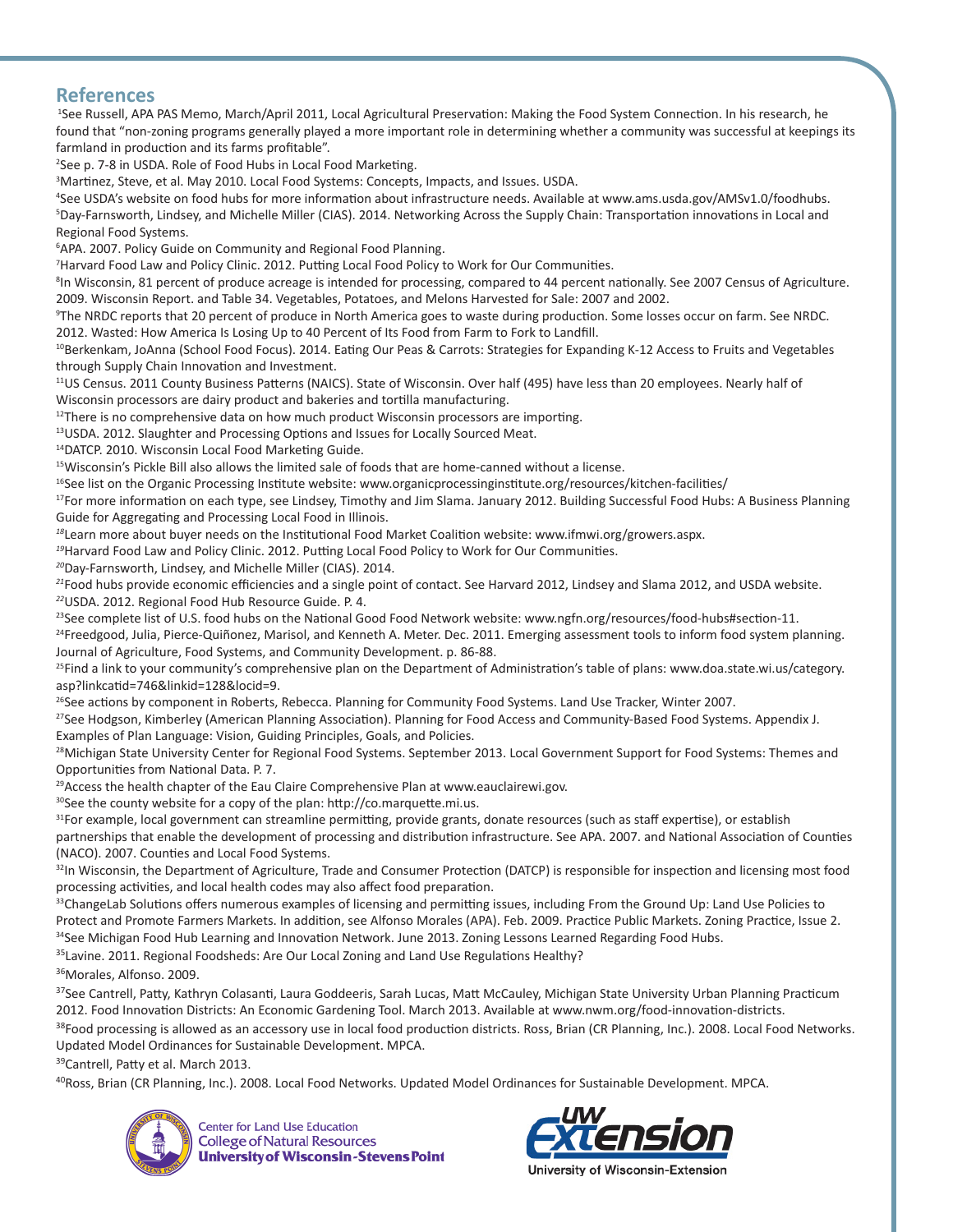## References

[1]See Russell, APA PAS Memo, March/April 2011, Local Agricultural Preservation: Making the Food System Connection. In his research, he found that "non-zoning programs generally played a more important role in determining whether a community was successful at keepings its farmland in production and its farms profitable".

[2]See p. 7-8 in USDA. Role of Food Hubs in Local Food Marketing.

[3]Martinez, Steve, et al. May 2010. Local Food Systems: Concepts, Impacts, and Issues. USDA.

[4]See USDA's website on food hubs for more information about infrastructure needs. Available at www.ams.usda.gov/AMSv1.0/foodhubs.

[5]Day-Farnsworth, Lindsey, and Michelle Miller (CIAS). 2014. Networking Across the Supply Chain: Transportation innovations in Local and Regional Food Systems.

[6]APA. 2007. Policy Guide on Community and Regional Food Planning.

[7]Harvard Food Law and Policy Clinic. 2012. Putting Local Food Policy to Work for Our Communities.

[8]In Wisconsin, 81 percent of produce acreage is intended for processing, compared to 44 percent nationally. See 2007 Census of Agriculture. 2009. Wisconsin Report. and Table 34. Vegetables, Potatoes, and Melons Harvested for Sale: 2007 and 2002.

[9]The NRDC reports that 20 percent of produce in North America goes to waste during production. Some losses occur on farm. See NRDC. 2012. Wasted: How America Is Losing Up to 40 Percent of Its Food from Farm to Fork to Landfill.

[10]Berkenkam, JoAnna (School Food Focus). 2014. Eating Our Peas & Carrots: Strategies for Expanding K-12 Access to Fruits and Vegetables through Supply Chain Innovation and Investment.

[11]US Census. 2011 County Business Patterns (NAICS). State of Wisconsin. Over half (495) have less than 20 employees. Nearly half of Wisconsin processors are dairy product and bakeries and tortilla manufacturing.

[12]There is no comprehensive data on how much product Wisconsin processors are importing.

[13]USDA. 2012. Slaughter and Processing Options and Issues for Locally Sourced Meat.

[14]DATCP. 2010. Wisconsin Local Food Marketing Guide.

[15]Wisconsin's Pickle Bill also allows the limited sale of foods that are home-canned without a license.

[16]See list on the Organic Processing Institute website: www.organicprocessinginstitute.org/resources/kitchen-facilities/

[17]For more information on each type, see Lindsey, Timothy and Jim Slama. January 2012. Building Successful Food Hubs: A Business Planning Guide for Aggregating and Processing Local Food in Illinois.

[18]Learn more about buyer needs on the Institutional Food Market Coalition website: www.ifmwi.org/growers.aspx.

[19]Harvard Food Law and Policy Clinic. 2012. Putting Local Food Policy to Work for Our Communities.

[20]Day-Farnsworth, Lindsey, and Michelle Miller (CIAS). 2014.

[21]Food hubs provide economic efficiencies and a single point of contact. See Harvard 2012, Lindsey and Slama 2012, and USDA website.

[22]USDA. 2012. Regional Food Hub Resource Guide. P. 4.

[23]See complete list of U.S. food hubs on the National Good Food Network website: www.ngfn.org/resources/food-hubs#section-11.

[24]Freedgood, Julia, Pierce-Quiñonez, Marisol, and Kenneth A. Meter. Dec. 2011. Emerging assessment tools to inform food system planning. Journal of Agriculture, Food Systems, and Community Development. p. 86-88.

[25]Find a link to your community's comprehensive plan on the Department of Administration's table of plans: www.doa.state.wi.us/category.asp?linkcatid=746&linkid=128&locid=9.

[26]See actions by component in Roberts, Rebecca. Planning for Community Food Systems. Land Use Tracker, Winter 2007.

[27]See Hodgson, Kimberley (American Planning Association). Planning for Food Access and Community-Based Food Systems. Appendix J. Examples of Plan Language: Vision, Guiding Principles, Goals, and Policies.

[28]Michigan State University Center for Regional Food Systems. September 2013. Local Government Support for Food Systems: Themes and Opportunities from National Data. P. 7.

[29]Access the health chapter of the Eau Claire Comprehensive Plan at www.eauclairewi.gov.

[30]See the county website for a copy of the plan: http://co.marquette.mi.us.

[31]For example, local government can streamline permitting, provide grants, donate resources (such as staff expertise), or establish partnerships that enable the development of processing and distribution infrastructure. See APA. 2007. and National Association of Counties (NACO). 2007. Counties and Local Food Systems.

[32]In Wisconsin, the Department of Agriculture, Trade and Consumer Protection (DATCP) is responsible for inspection and licensing most food processing activities, and local health codes may also affect food preparation.

[33]ChangeLab Solutions offers numerous examples of licensing and permitting issues, including From the Ground Up: Land Use Policies to Protect and Promote Farmers Markets. In addition, see Alfonso Morales (APA). Feb. 2009. Practice Public Markets. Zoning Practice, Issue 2.

[34]See Michigan Food Hub Learning and Innovation Network. June 2013. Zoning Lessons Learned Regarding Food Hubs.

[35]Lavine. 2011. Regional Foodsheds: Are Our Local Zoning and Land Use Regulations Healthy?

[36]Morales, Alfonso. 2009.

[37]See Cantrell, Patty, Kathryn Colasanti, Laura Goddeeris, Sarah Lucas, Matt McCauley, Michigan State University Urban Planning Practicum 2012. Food Innovation Districts: An Economic Gardening Tool. March 2013. Available at www.nwm.org/food-innovation-districts.

[38]Food processing is allowed as an accessory use in local food production districts. Ross, Brian (CR Planning, Inc.). 2008. Local Food Networks. Updated Model Ordinances for Sustainable Development. MPCA.

[39]Cantrell, Patty et al. March 2013.

[40]Ross, Brian (CR Planning, Inc.). 2008. Local Food Networks. Updated Model Ordinances for Sustainable Development. MPCA.

Center for Land Use Education
College of Natural Resources
University of Wisconsin-Stevens Point

UW Extension
University of Wisconsin-Extension